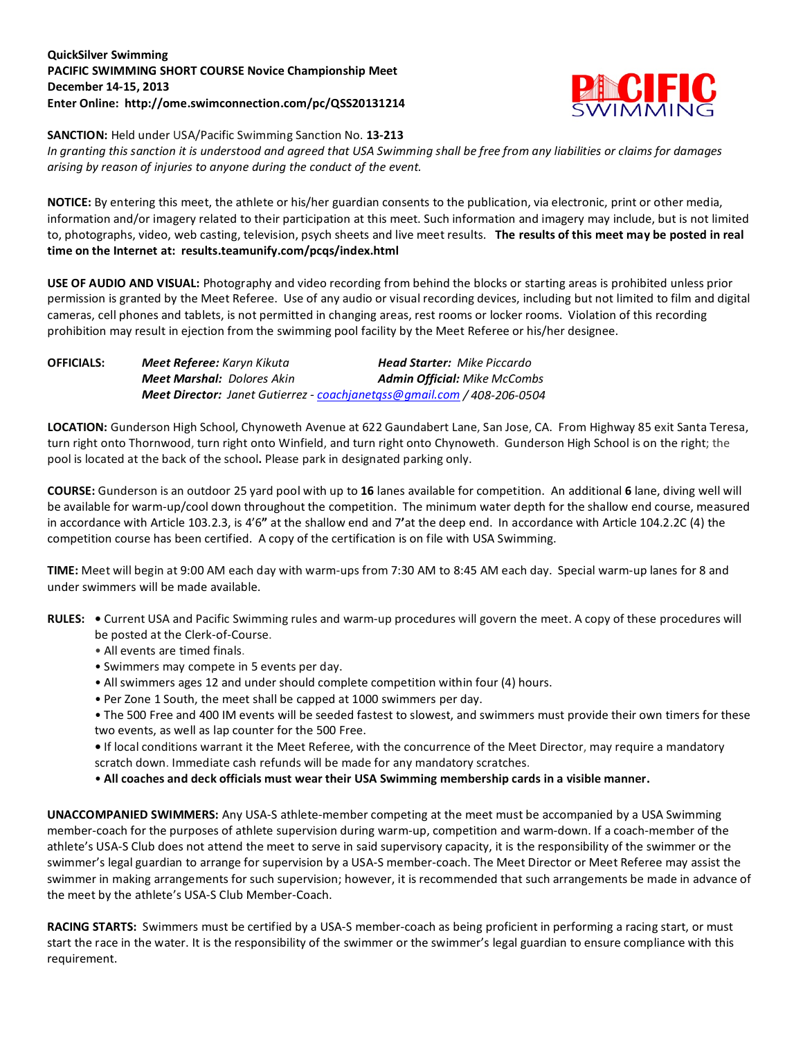**QuickSilver Swimming**
**PACIFIC SWIMMING SHORT COURSE Novice Championship Meet**
**December 14-15, 2013**
**Enter Online: http://ome.swimconnection.com/pc/QSS20131214**

**SANCTION:** Held under USA/Pacific Swimming Sanction No. **13-213**
*In granting this sanction it is understood and agreed that USA Swimming shall be free from any liabilities or claims for damages arising by reason of injuries to anyone during the conduct of the event.*

**NOTICE:** By entering this meet, the athlete or his/her guardian consents to the publication, via electronic, print or other media, information and/or imagery related to their participation at this meet. Such information and imagery may include, but is not limited to, photographs, video, web casting, television, psych sheets and live meet results. **The results of this meet may be posted in real time on the Internet at: results.teamunify.com/pcqs/index.html**

**USE OF AUDIO AND VISUAL:** Photography and video recording from behind the blocks or starting areas is prohibited unless prior permission is granted by the Meet Referee. Use of any audio or visual recording devices, including but not limited to film and digital cameras, cell phones and tablets, is not permitted in changing areas, rest rooms or locker rooms. Violation of this recording prohibition may result in ejection from the swimming pool facility by the Meet Referee or his/her designee.

**OFFICIALS:**
*Meet Referee:* Karyn Kikuta — *Head Starter:* Mike Piccardo
*Meet Marshal:* Dolores Akin — *Admin Official:* Mike McCombs
*Meet Director:* Janet Gutierrez - coachjanetqss@gmail.com / 408-206-0504

**LOCATION:** Gunderson High School, Chynoweth Avenue at 622 Gaundabert Lane, San Jose, CA. From Highway 85 exit Santa Teresa, turn right onto Thornwood, turn right onto Winfield, and turn right onto Chynoweth. Gunderson High School is on the right; the pool is located at the back of the school**.** Please park in designated parking only.

**COURSE:** Gunderson is an outdoor 25 yard pool with up to **16** lanes available for competition. An additional **6** lane, diving well will be available for warm-up/cool down throughout the competition. The minimum water depth for the shallow end course, measured in accordance with Article 103.2.3, is 4'6**"** at the shallow end and 7**'**at the deep end. In accordance with Article 104.2.2C (4) the competition course has been certified. A copy of the certification is on file with USA Swimming.

**TIME:** Meet will begin at 9:00 AM each day with warm-ups from 7:30 AM to 8:45 AM each day. Special warm-up lanes for 8 and under swimmers will be made available.

**RULES:**
- Current USA and Pacific Swimming rules and warm-up procedures will govern the meet. A copy of these procedures will be posted at the Clerk-of-Course.
- All events are timed finals.
- Swimmers may compete in 5 events per day.
- All swimmers ages 12 and under should complete competition within four (4) hours.
- Per Zone 1 South, the meet shall be capped at 1000 swimmers per day.
- The 500 Free and 400 IM events will be seeded fastest to slowest, and swimmers must provide their own timers for these two events, as well as lap counter for the 500 Free.
- If local conditions warrant it the Meet Referee, with the concurrence of the Meet Director, may require a mandatory scratch down. Immediate cash refunds will be made for any mandatory scratches.
- **All coaches and deck officials must wear their USA Swimming membership cards in a visible manner.**

**UNACCOMPANIED SWIMMERS:** Any USA-S athlete-member competing at the meet must be accompanied by a USA Swimming member-coach for the purposes of athlete supervision during warm-up, competition and warm-down. If a coach-member of the athlete's USA-S Club does not attend the meet to serve in said supervisory capacity, it is the responsibility of the swimmer or the swimmer's legal guardian to arrange for supervision by a USA-S member-coach. The Meet Director or Meet Referee may assist the swimmer in making arrangements for such supervision; however, it is recommended that such arrangements be made in advance of the meet by the athlete's USA-S Club Member-Coach.

**RACING STARTS:** Swimmers must be certified by a USA-S member-coach as being proficient in performing a racing start, or must start the race in the water. It is the responsibility of the swimmer or the swimmer's legal guardian to ensure compliance with this requirement.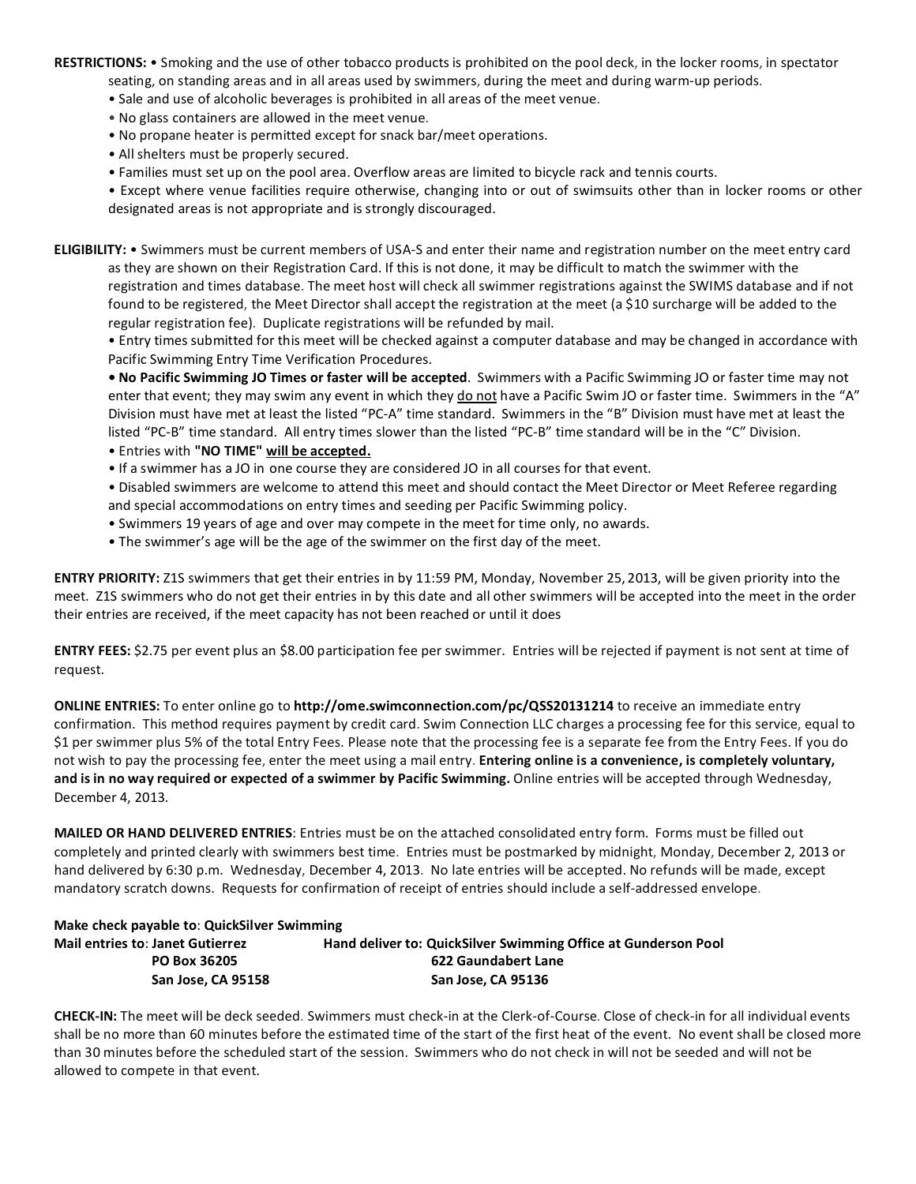**RESTRICTIONS:** • Smoking and the use of other tobacco products is prohibited on the pool deck, in the locker rooms, in spectator seating, on standing areas and in all areas used by swimmers, during the meet and during warm-up periods.

- Sale and use of alcoholic beverages is prohibited in all areas of the meet venue.
- No glass containers are allowed in the meet venue.
- No propane heater is permitted except for snack bar/meet operations.
- All shelters must be properly secured.
- Families must set up on the pool area. Overflow areas are limited to bicycle rack and tennis courts.
- Except where venue facilities require otherwise, changing into or out of swimsuits other than in locker rooms or other designated areas is not appropriate and is strongly discouraged.

**ELIGIBILITY:** • Swimmers must be current members of USA-S and enter their name and registration number on the meet entry card as they are shown on their Registration Card. If this is not done, it may be difficult to match the swimmer with the registration and times database. The meet host will check all swimmer registrations against the SWIMS database and if not found to be registered, the Meet Director shall accept the registration at the meet (a $10 surcharge will be added to the regular registration fee). Duplicate registrations will be refunded by mail.

- Entry times submitted for this meet will be checked against a computer database and may be changed in accordance with Pacific Swimming Entry Time Verification Procedures.
- **No Pacific Swimming JO Times or faster will be accepted**. Swimmers with a Pacific Swimming JO or faster time may not enter that event; they may swim any event in which they do not have a Pacific Swim JO or faster time. Swimmers in the "A" Division must have met at least the listed "PC-A" time standard. Swimmers in the "B" Division must have met at least the listed "PC-B" time standard. All entry times slower than the listed "PC-B" time standard will be in the "C" Division.
- Entries with **"NO TIME" will be accepted.**
- If a swimmer has a JO in one course they are considered JO in all courses for that event.
- Disabled swimmers are welcome to attend this meet and should contact the Meet Director or Meet Referee regarding and special accommodations on entry times and seeding per Pacific Swimming policy.
- Swimmers 19 years of age and over may compete in the meet for time only, no awards.
- The swimmer's age will be the age of the swimmer on the first day of the meet.

**ENTRY PRIORITY:** Z1S swimmers that get their entries in by 11:59 PM, Monday, November 25, 2013, will be given priority into the meet. Z1S swimmers who do not get their entries in by this date and all other swimmers will be accepted into the meet in the order their entries are received, if the meet capacity has not been reached or until it does

**ENTRY FEES:** $2.75 per event plus an $8.00 participation fee per swimmer. Entries will be rejected if payment is not sent at time of request.

**ONLINE ENTRIES:** To enter online go to **http://ome.swimconnection.com/pc/QSS20131214** to receive an immediate entry confirmation. This method requires payment by credit card. Swim Connection LLC charges a processing fee for this service, equal to $1 per swimmer plus 5% of the total Entry Fees. Please note that the processing fee is a separate fee from the Entry Fees. If you do not wish to pay the processing fee, enter the meet using a mail entry. **Entering online is a convenience, is completely voluntary, and is in no way required or expected of a swimmer by Pacific Swimming.** Online entries will be accepted through Wednesday, December 4, 2013.

**MAILED OR HAND DELIVERED ENTRIES**: Entries must be on the attached consolidated entry form. Forms must be filled out completely and printed clearly with swimmers best time. Entries must be postmarked by midnight, Monday, December 2, 2013 or hand delivered by 6:30 p.m. Wednesday, December 4, 2013. No late entries will be accepted. No refunds will be made, except mandatory scratch downs. Requests for confirmation of receipt of entries should include a self-addressed envelope.

**Make check payable to**: **QuickSilver Swimming**

**Mail entries to**: **Janet Gutierrez**
**PO Box 36205**
**San Jose, CA 95158**

**Hand deliver to: QuickSilver Swimming Office at Gunderson Pool**
**622 Gaundabert Lane**
**San Jose, CA 95136**

**CHECK-IN:** The meet will be deck seeded. Swimmers must check-in at the Clerk-of-Course. Close of check-in for all individual events shall be no more than 60 minutes before the estimated time of the start of the first heat of the event. No event shall be closed more than 30 minutes before the scheduled start of the session. Swimmers who do not check in will not be seeded and will not be allowed to compete in that event.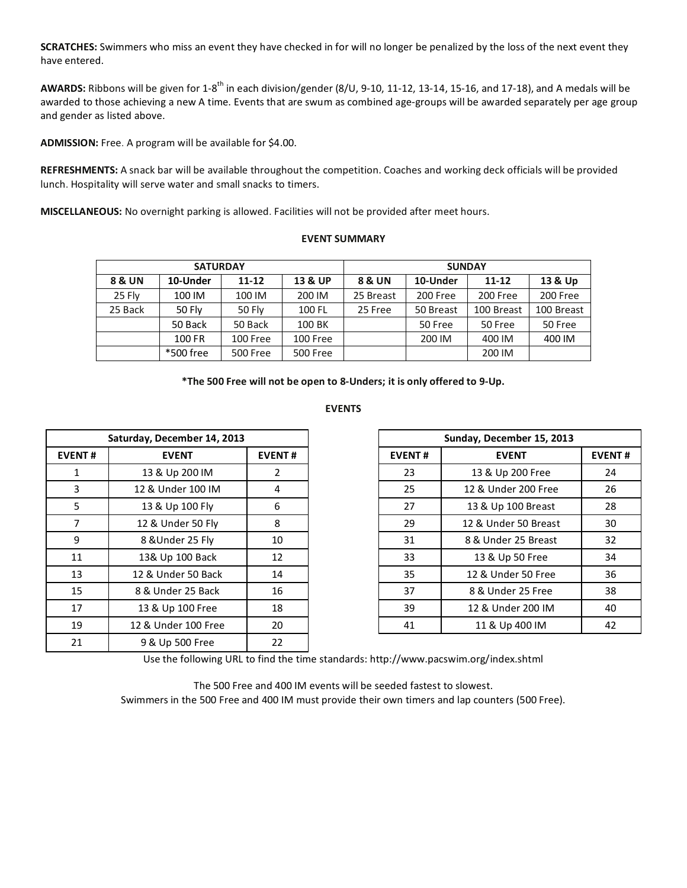**SCRATCHES:** Swimmers who miss an event they have checked in for will no longer be penalized by the loss of the next event they have entered.

**AWARDS:** Ribbons will be given for 1-8th in each division/gender (8/U, 9-10, 11-12, 13-14, 15-16, and 17-18), and A medals will be awarded to those achieving a new A time. Events that are swum as combined age-groups will be awarded separately per age group and gender as listed above.

**ADMISSION:** Free. A program will be available for $4.00.

**REFRESHMENTS:** A snack bar will be available throughout the competition. Coaches and working deck officials will be provided lunch. Hospitality will serve water and small snacks to timers.

**MISCELLANEOUS:** No overnight parking is allowed. Facilities will not be provided after meet hours.

**EVENT SUMMARY**

| SATURDAY | | | | SUNDAY | | | |
|---|---|---|---|---|---|---|---|
| **8 & UN** | **10-Under** | **11-12** | **13 & UP** | **8 & UN** | **10-Under** | **11-12** | **13 & Up** |
| 25 Fly | 100 IM | 100 IM | 200 IM | 25 Breast | 200 Free | 200 Free | 200 Free |
| 25 Back | 50 Fly | 50 Fly | 100 FL | 25 Free | 50 Breast | 100 Breast | 100 Breast |
| | 50 Back | 50 Back | 100 BK | | 50 Free | 50 Free | 50 Free |
| | 100 FR | 100 Free | 100 Free | | 200 IM | 400 IM | 400 IM |
| | *500 free | 500 Free | 500 Free | | | 200 IM | |

**\*The 500 Free will not be open to 8-Unders; it is only offered to 9-Up.**

**EVENTS**

| Saturday, December 14, 2013 | | |
|---|---|---|
| **EVENT #** | **EVENT** | **EVENT #** |
| 1 | 13 & Up 200 IM | 2 |
| 3 | 12 & Under 100 IM | 4 |
| 5 | 13 & Up 100 Fly | 6 |
| 7 | 12 & Under 50 Fly | 8 |
| 9 | 8 &Under 25 Fly | 10 |
| 11 | 13& Up 100 Back | 12 |
| 13 | 12 & Under 50 Back | 14 |
| 15 | 8 & Under 25 Back | 16 |
| 17 | 13 & Up 100 Free | 18 |
| 19 | 12 & Under 100 Free | 20 |
| 21 | 9 & Up 500 Free | 22 |

| Sunday, December 15, 2013 | | |
|---|---|---|
| **EVENT #** | **EVENT** | **EVENT #** |
| 23 | 13 & Up 200 Free | 24 |
| 25 | 12 & Under 200 Free | 26 |
| 27 | 13 & Up 100 Breast | 28 |
| 29 | 12 & Under 50 Breast | 30 |
| 31 | 8 & Under 25 Breast | 32 |
| 33 | 13 & Up 50 Free | 34 |
| 35 | 12 & Under 50 Free | 36 |
| 37 | 8 & Under 25 Free | 38 |
| 39 | 12 & Under 200 IM | 40 |
| 41 | 11 & Up 400 IM | 42 |

Use the following URL to find the time standards: http://www.pacswim.org/index.shtml

The 500 Free and 400 IM events will be seeded fastest to slowest.
Swimmers in the 500 Free and 400 IM must provide their own timers and lap counters (500 Free).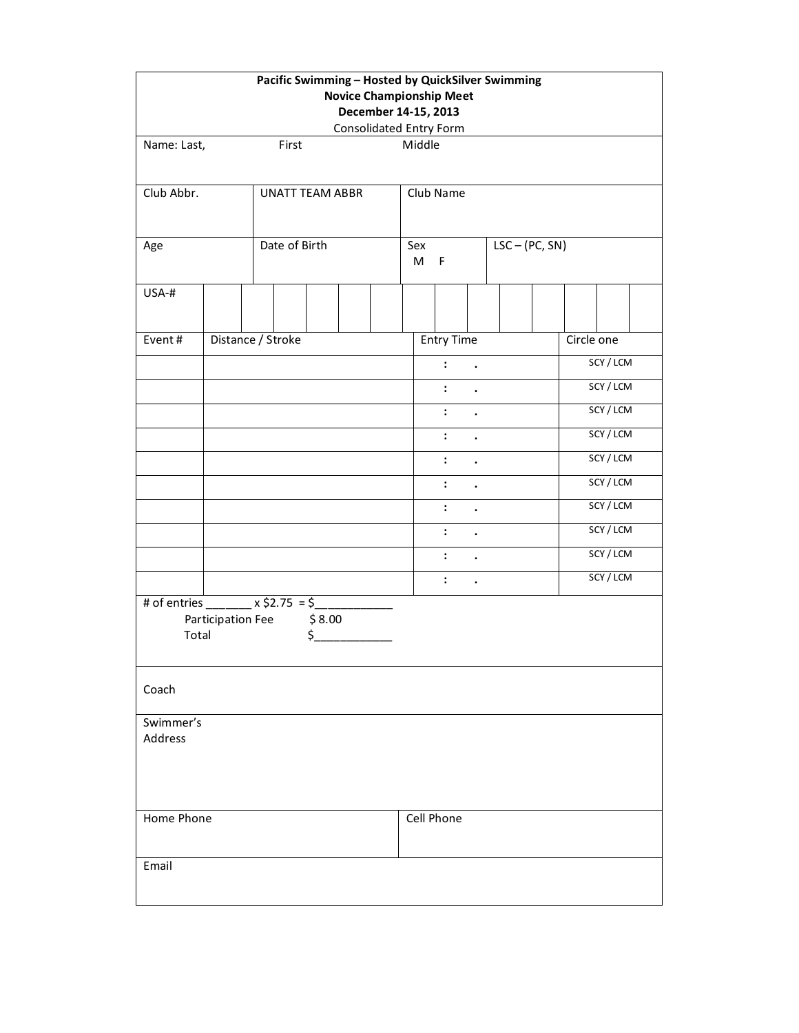**Pacific Swimming – Hosted by QuickSilver Swimming**
**Novice Championship Meet**
**December 14-15, 2013**
Consolidated Entry Form

| Name: Last, | First | Middle |
|---|---|---|
| | | |

| Club Abbr. | UNATT TEAM ABBR | Club Name |
|---|---|---|
| | | |

| Age | Date of Birth | Sex M F | LSC – (PC, SN) |
|---|---|---|---|
| | | | |

| USA-# | | | | | | | | | | | | | | |
|---|---|---|---|---|---|---|---|---|---|---|---|---|---|---|

| Event # | Distance / Stroke | Entry Time | Circle one |
|---|---|---|---|
| | | : . | SCY / LCM |
| | | : . | SCY / LCM |
| | | : . | SCY / LCM |
| | | : . | SCY / LCM |
| | | : . | SCY / LCM |
| | | : . | SCY / LCM |
| | | : . | SCY / LCM |
| | | : . | SCY / LCM |
| | | : . | SCY / LCM |
| | | : . | SCY / LCM |

# of entries _______ x $2.75 = $___________
Participation Fee $ 8.00
Total $___________

Coach

Swimmer's Address

| Home Phone | Cell Phone |
|---|---|
| | |

Email